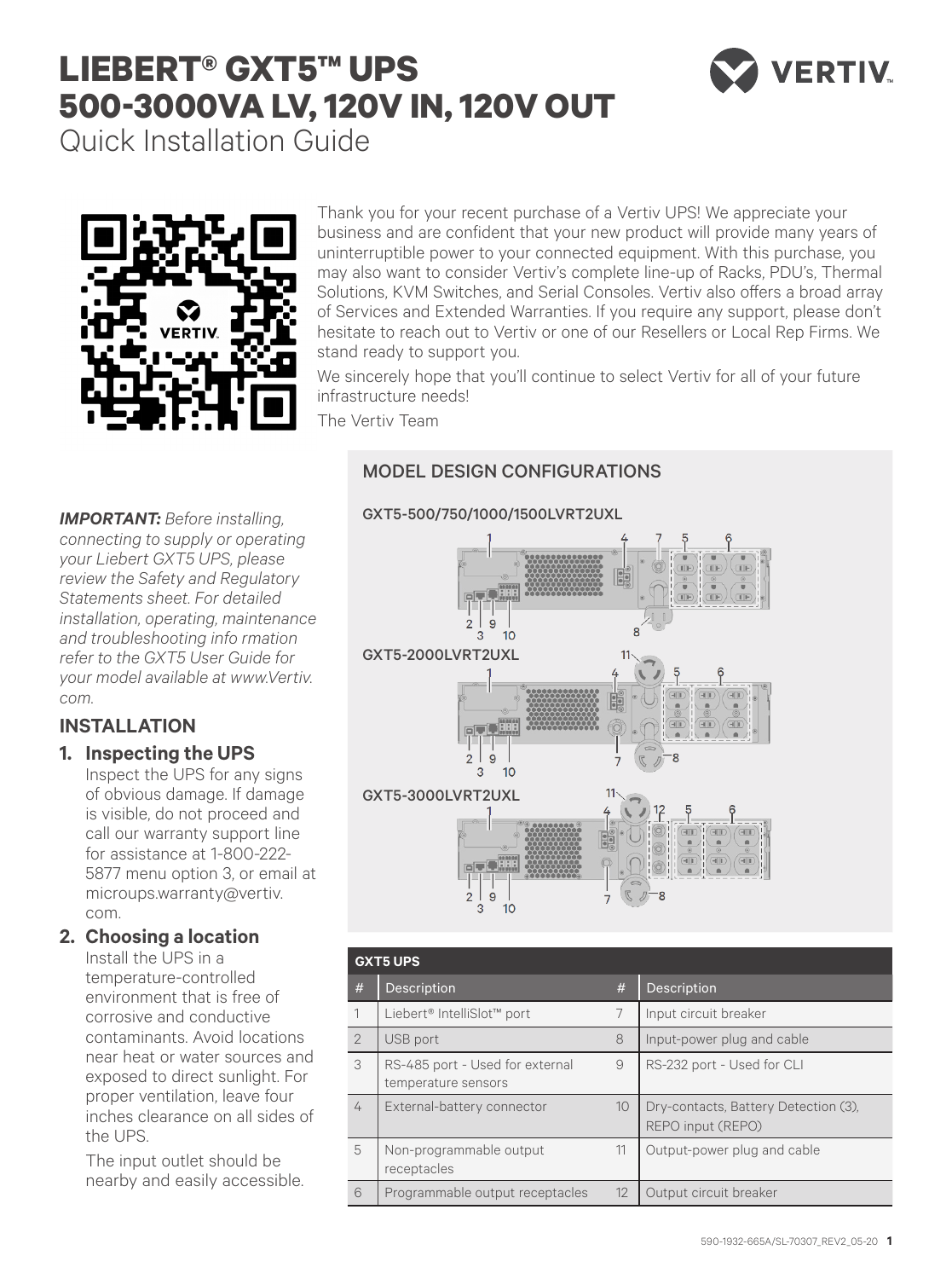# LIEBERT® GXT5™ UPS 500-3000VA LV, 120V IN, 120V OUT

Quick Installation Guide

Thank you for your recent purchase of a Vertiv UPS! We appreciate your business and are confident that your new product will provide many years of uninterruptible power to your connected equipment. With this purchase, you may also want to consider Vertiv's complete line-up of Racks, PDU's, Thermal Solutions, KVM Switches, and Serial Consoles. Vertiv also offers a broad array of Services and Extended Warranties. If you require any support, please don't hesitate to reach out to Vertiv or one of our Resellers or Local Rep Firms. We stand ready to support you.

We sincerely hope that you'll continue to select Vertiv for all of your future infrastructure needs!

The Vertiv Team

***IMPORTANT:*** *Before installing, connecting to supply or operating your Liebert GXT5 UPS, please review the Safety and Regulatory Statements sheet. For detailed installation, operating, maintenance and troubleshooting info rmation refer to the GXT5 User Guide for your model available at www.Vertiv.com.*

## INSTALLATION

### 1. Inspecting the UPS

Inspect the UPS for any signs of obvious damage. If damage is visible, do not proceed and call our warranty support line for assistance at 1-800-222-5877 menu option 3, or email at microups.warranty@vertiv.com.

### 2. Choosing a location

Install the UPS in a temperature-controlled environment that is free of corrosive and conductive contaminants. Avoid locations near heat or water sources and exposed to direct sunlight. For proper ventilation, leave four inches clearance on all sides of the UPS.

The input outlet should be nearby and easily accessible.

## MODEL DESIGN CONFIGURATIONS

GXT5-500/750/1000/1500LVRT2UXL

GXT5-2000LVRT2UXL

GXT5-3000LVRT2UXL

| GXT5 UPS | | | |
|---|---|---|---|
| # | Description | # | Description |
| 1 | Liebert® IntelliSlot™ port | 7 | Input circuit breaker |
| 2 | USB port | 8 | Input-power plug and cable |
| 3 | RS-485 port - Used for external temperature sensors | 9 | RS-232 port - Used for CLI |
| 4 | External-battery connector | 10 | Dry-contacts, Battery Detection (3), REPO input (REPO) |
| 5 | Non-programmable output receptacles | 11 | Output-power plug and cable |
| 6 | Programmable output receptacles | 12 | Output circuit breaker |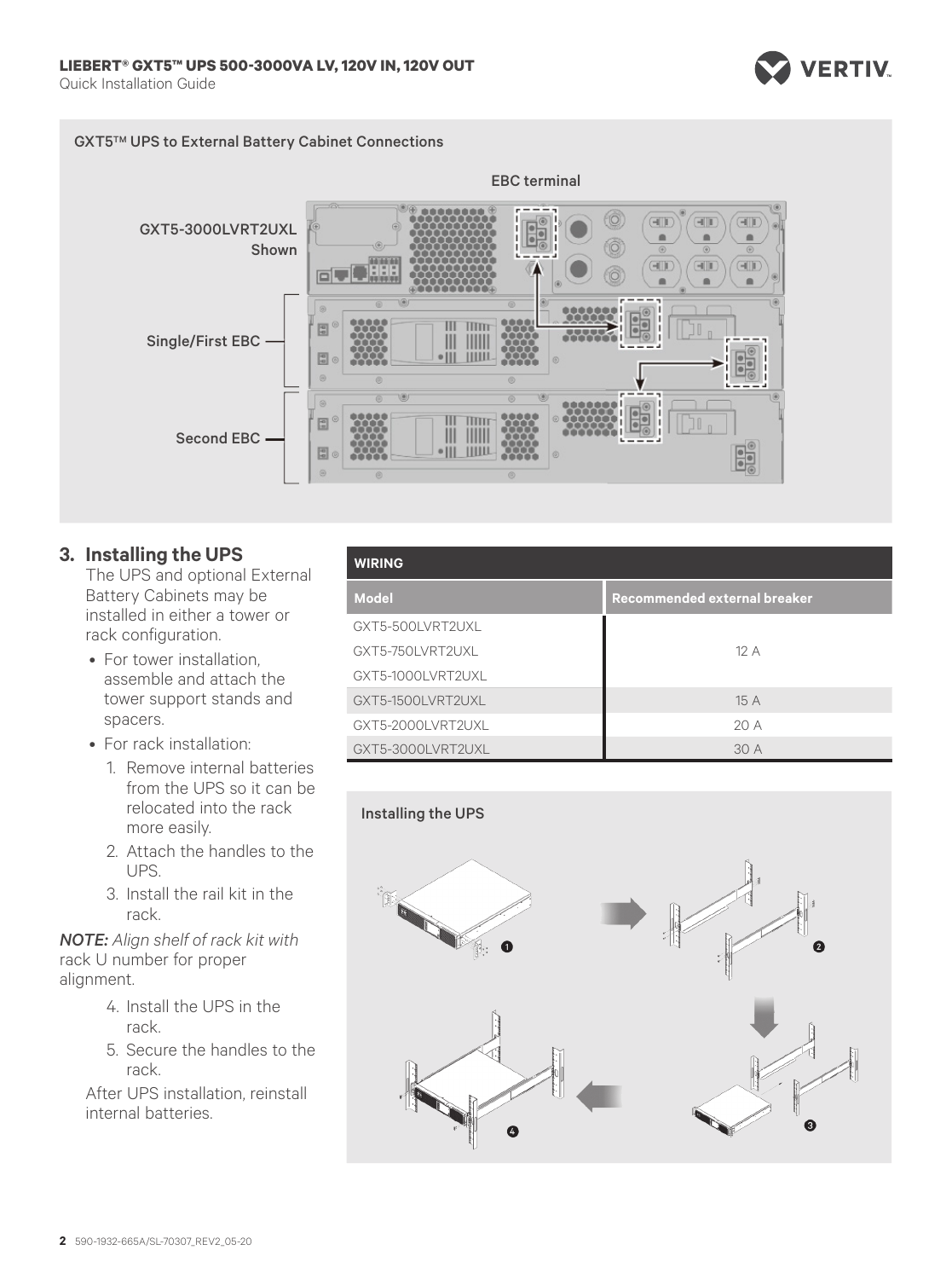GXT5™ UPS to External Battery Cabinet Connections

EBC terminal

GXT5-3000LVRT2UXL Shown

Single/First EBC

Second EBC

## 3. Installing the UPS

The UPS and optional External Battery Cabinets may be installed in either a tower or rack configuration.

- For tower installation, assemble and attach the tower support stands and spacers.
- For rack installation:
  1. Remove internal batteries from the UPS so it can be relocated into the rack more easily.
  2. Attach the handles to the UPS.
  3. Install the rail kit in the rack.

*NOTE: Align shelf of rack kit with* rack U number for proper alignment.

  4. Install the UPS in the rack.
  5. Secure the handles to the rack.

After UPS installation, reinstall internal batteries.

**WIRING**

| Model | Recommended external breaker |
|---|---|
| GXT5-500LVRT2UXL | 12 A |
| GXT5-750LVRT2UXL | |
| GXT5-1000LVRT2UXL | |
| GXT5-1500LVRT2UXL | 15 A |
| GXT5-2000LVRT2UXL | 20 A |
| GXT5-3000LVRT2UXL | 30 A |

Installing the UPS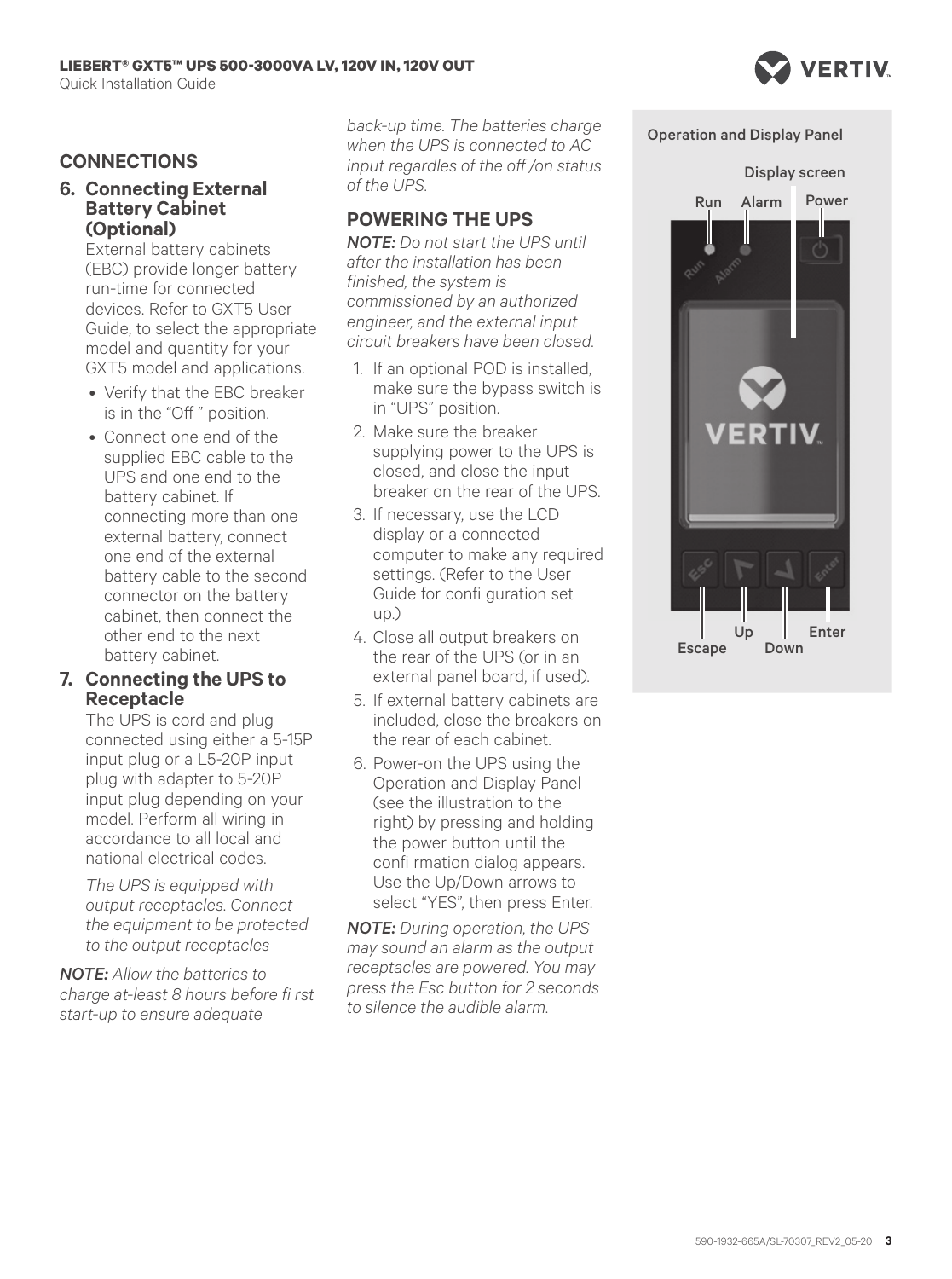## CONNECTIONS

### 6. Connecting External Battery Cabinet (Optional)

External battery cabinets (EBC) provide longer battery run-time for connected devices. Refer to GXT5 User Guide, to select the appropriate model and quantity for your GXT5 model and applications.

- Verify that the EBC breaker is in the “Off ” position.
- Connect one end of the supplied EBC cable to the UPS and one end to the battery cabinet. If connecting more than one external battery, connect one end of the external battery cable to the second connector on the battery cabinet, then connect the other end to the next battery cabinet.

### 7. Connecting the UPS to Receptacle

The UPS is cord and plug connected using either a 5-15P input plug or a L5-20P input plug with adapter to 5-20P input plug depending on your model. Perform all wiring in accordance to all local and national electrical codes.

*The UPS is equipped with output receptacles. Connect the equipment to be protected to the output receptacles*

***NOTE:*** *Allow the batteries to charge at-least 8 hours before fi rst start-up to ensure adequate back-up time. The batteries charge when the UPS is connected to AC input regardles of the off /on status of the UPS.*

## POWERING THE UPS

***NOTE:*** *Do not start the UPS until after the installation has been finished, the system is commissioned by an authorized engineer, and the external input circuit breakers have been closed.*

1. If an optional POD is installed, make sure the bypass switch is in “UPS” position.
2. Make sure the breaker supplying power to the UPS is closed, and close the input breaker on the rear of the UPS.
3. If necessary, use the LCD display or a connected computer to make any required settings. (Refer to the User Guide for confi guration set up.)
4. Close all output breakers on the rear of the UPS (or in an external panel board, if used).
5. If external battery cabinets are included, close the breakers on the rear of each cabinet.
6. Power-on the UPS using the Operation and Display Panel (see the illustration to the right) by pressing and holding the power button until the confi rmation dialog appears. Use the Up/Down arrows to select “YES”, then press Enter.

***NOTE:*** *During operation, the UPS may sound an alarm as the output receptacles are powered. You may press the Esc button for 2 seconds to silence the audible alarm.*

Operation and Display Panel

Display screen

Run Alarm Power

Escape Up Down Enter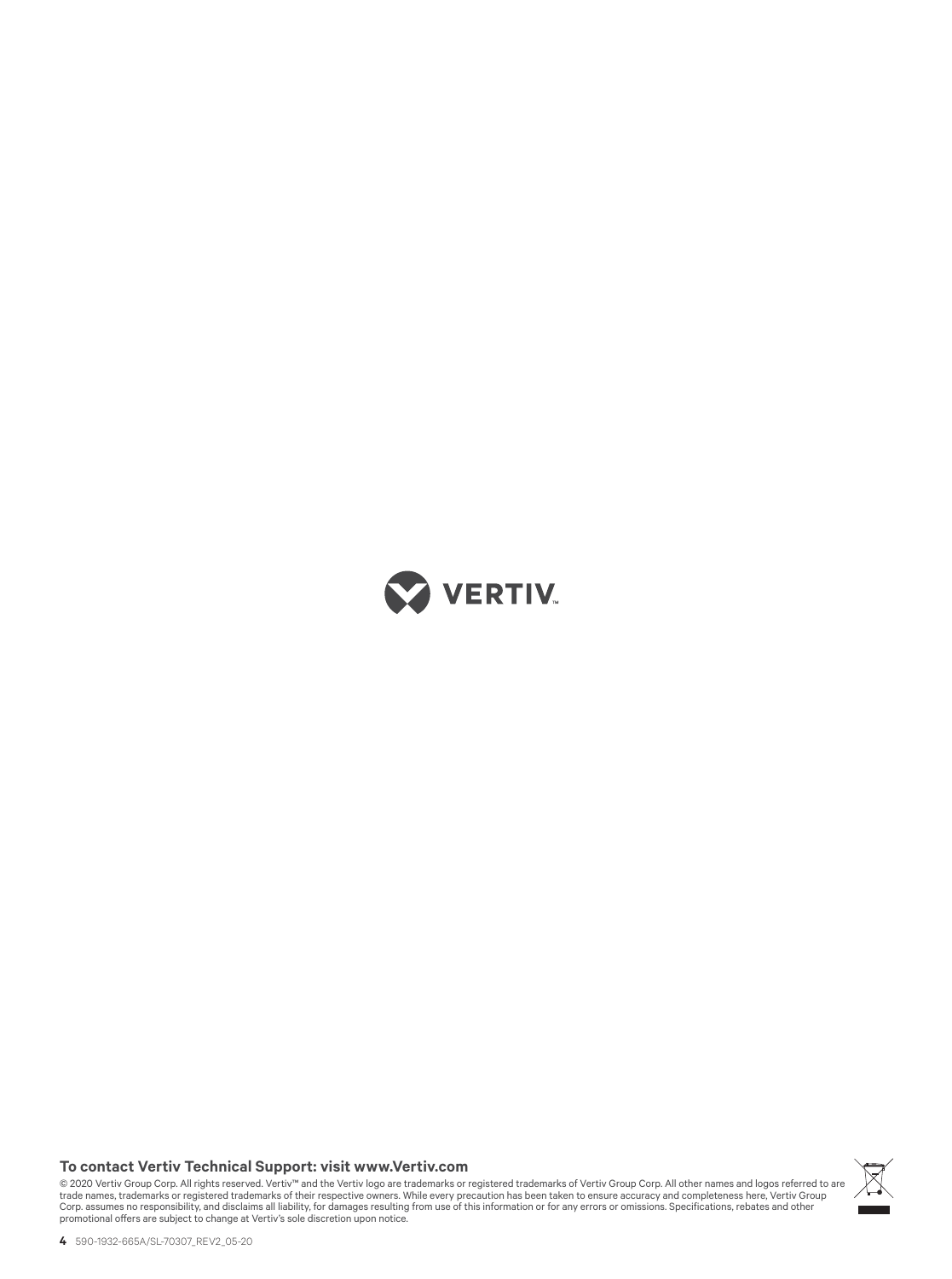VERTIV™

**To contact Vertiv Technical Support: visit www.Vertiv.com**

© 2020 Vertiv Group Corp. All rights reserved. Vertiv™ and the Vertiv logo are trademarks or registered trademarks of Vertiv Group Corp. All other names and logos referred to are trade names, trademarks or registered trademarks of their respective owners. While every precaution has been taken to ensure accuracy and completeness here, Vertiv Group Corp. assumes no responsibility, and disclaims all liability, for damages resulting from use of this information or for any errors or omissions. Specifications, rebates and other promotional offers are subject to change at Vertiv's sole discretion upon notice.

590-1932-665A/SL-70307_REV2_05-20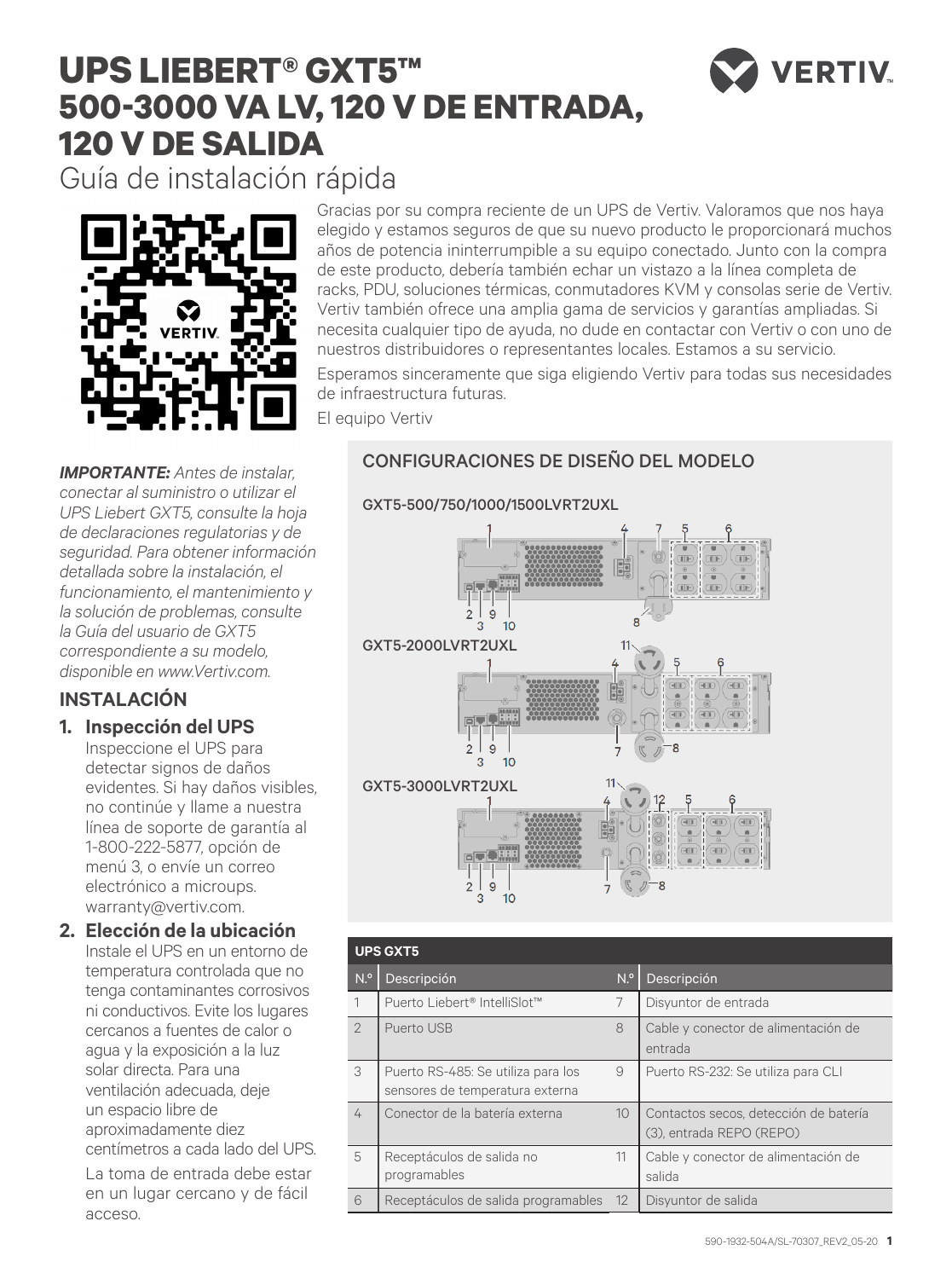# UPS LIEBERT® GXT5™ 500-3000 VA LV, 120 V DE ENTRADA, 120 V DE SALIDA

## Guía de instalación rápida

Gracias por su compra reciente de un UPS de Vertiv. Valoramos que nos haya elegido y estamos seguros de que su nuevo producto le proporcionará muchos años de potencia ininterrumpible a su equipo conectado. Junto con la compra de este producto, debería también echar un vistazo a la línea completa de racks, PDU, soluciones térmicas, conmutadores KVM y consolas serie de Vertiv. Vertiv también ofrece una amplia gama de servicios y garantías ampliadas. Si necesita cualquier tipo de ayuda, no dude en contactar con Vertiv o con uno de nuestros distribuidores o representantes locales. Estamos a su servicio.

Esperamos sinceramente que siga eligiendo Vertiv para todas sus necesidades de infraestructura futuras.

El equipo Vertiv

***IMPORTANTE:*** *Antes de instalar, conectar al suministro o utilizar el UPS Liebert GXT5, consulte la hoja de declaraciones regulatorias y de seguridad. Para obtener información detallada sobre la instalación, el funcionamiento, el mantenimiento y la solución de problemas, consulte la Guía del usuario de GXT5 correspondiente a su modelo, disponible en www.Vertiv.com.*

## INSTALACIÓN

1. **Inspección del UPS**
   Inspeccione el UPS para detectar signos de daños evidentes. Si hay daños visibles, no continúe y llame a nuestra línea de soporte de garantía al 1-800-222-5877, opción de menú 3, o envíe un correo electrónico a microups.warranty@vertiv.com.

2. **Elección de la ubicación**
   Instale el UPS en un entorno de temperatura controlada que no tenga contaminantes corrosivos ni conductivos. Evite los lugares cercanos a fuentes de calor o agua y la exposición a la luz solar directa. Para una ventilación adecuada, deje un espacio libre de aproximadamente diez centímetros a cada lado del UPS.

   La toma de entrada debe estar en un lugar cercano y de fácil acceso.

## CONFIGURACIONES DE DISEÑO DEL MODELO

GXT5-500/750/1000/1500LVRT2UXL

GXT5-2000LVRT2UXL

GXT5-3000LVRT2UXL

| UPS GXT5 | | | |
|---|---|---|---|
| N.º | Descripción | N.º | Descripción |
| 1 | Puerto Liebert® IntelliSlot™ | 7 | Disyuntor de entrada |
| 2 | Puerto USB | 8 | Cable y conector de alimentación de entrada |
| 3 | Puerto RS-485: Se utiliza para los sensores de temperatura externa | 9 | Puerto RS-232: Se utiliza para CLI |
| 4 | Conector de la batería externa | 10 | Contactos secos, detección de batería (3), entrada REPO (REPO) |
| 5 | Receptáculos de salida no programables | 11 | Cable y conector de alimentación de salida |
| 6 | Receptáculos de salida programables | 12 | Disyuntor de salida |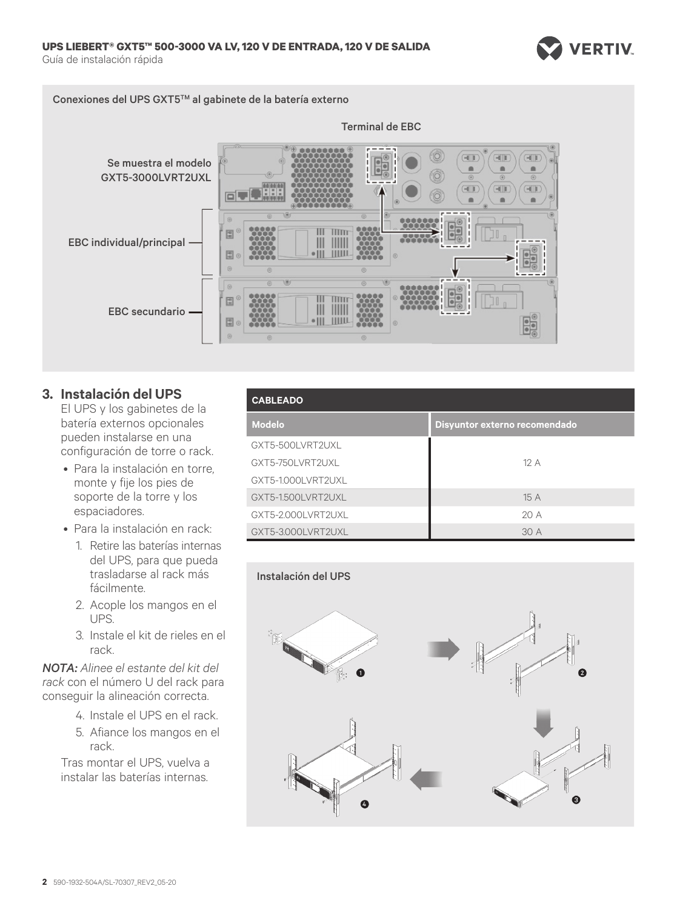Conexiones del UPS GXT5™ al gabinete de la batería externo

Terminal de EBC

Se muestra el modelo GXT5-3000LVRT2UXL

EBC individual/principal

EBC secundario

## 3. Instalación del UPS

El UPS y los gabinetes de la batería externos opcionales pueden instalarse en una configuración de torre o rack.

- Para la instalación en torre, monte y fije los pies de soporte de la torre y los espaciadores.
- Para la instalación en rack:
  1. Retire las baterías internas del UPS, para que pueda trasladarse al rack más fácilmente.
  2. Acople los mangos en el UPS.
  3. Instale el kit de rieles en el rack.

***NOTA:*** *Alinee el estante del kit del rack* con el número U del rack para conseguir la alineación correcta.

  4. Instale el UPS en el rack.
  5. Afiance los mangos en el rack.

Tras montar el UPS, vuelva a instalar las baterías internas.

**CABLEADO**

| Modelo | Disyuntor externo recomendado |
| --- | --- |
| GXT5-500LVRT2UXL | 12 A |
| GXT5-750LVRT2UXL | 12 A |
| GXT5-1.000LVRT2UXL | 12 A |
| GXT5-1.500LVRT2UXL | 15 A |
| GXT5-2.000LVRT2UXL | 20 A |
| GXT5-3.000LVRT2UXL | 30 A |

Instalación del UPS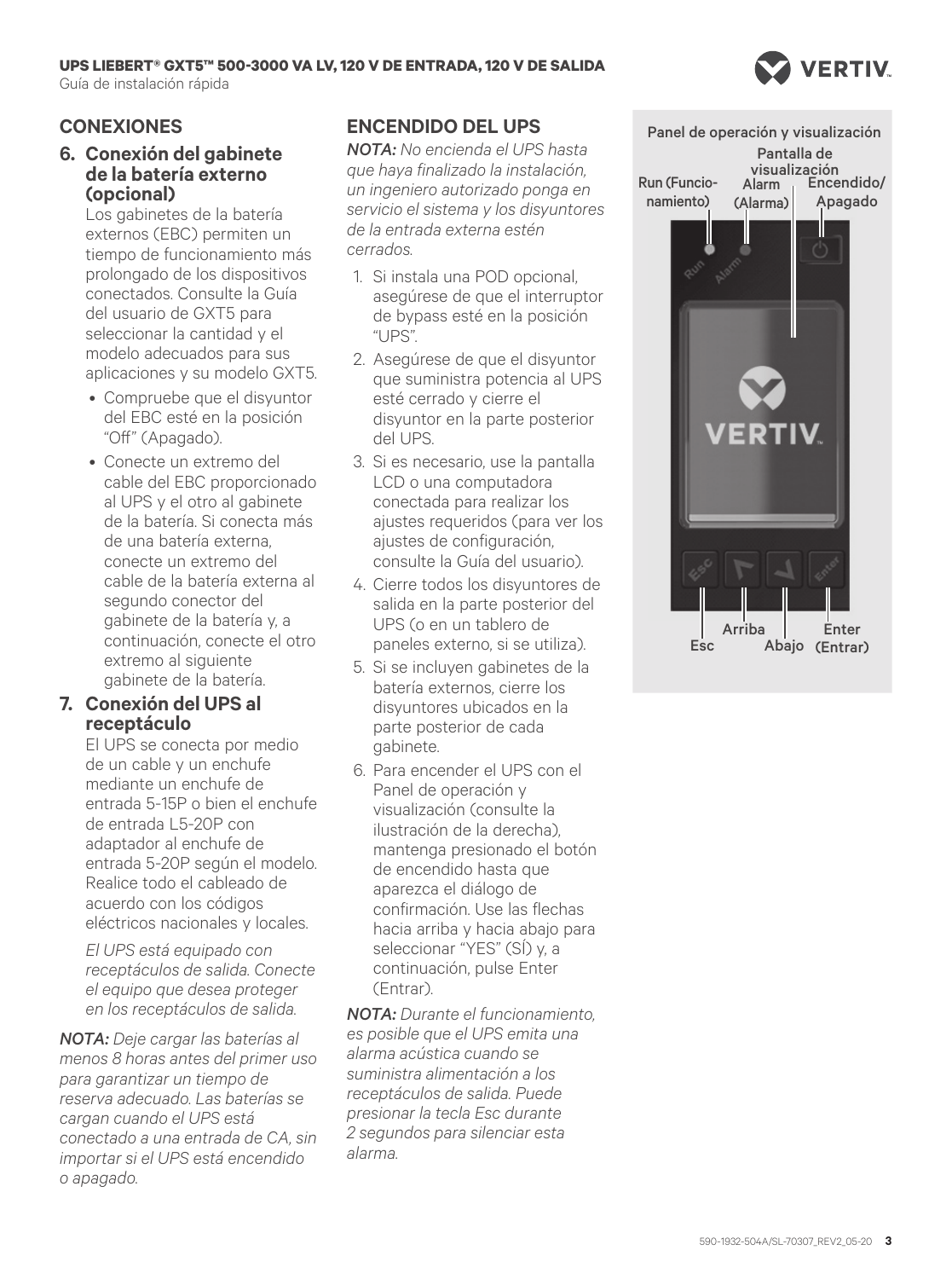## CONEXIONES

### 6. Conexión del gabinete de la batería externo (opcional)

Los gabinetes de la batería externos (EBC) permiten un tiempo de funcionamiento más prolongado de los dispositivos conectados. Consulte la Guía del usuario de GXT5 para seleccionar la cantidad y el modelo adecuados para sus aplicaciones y su modelo GXT5.

- Compruebe que el disyuntor del EBC esté en la posición “Off” (Apagado).
- Conecte un extremo del cable del EBC proporcionado al UPS y el otro al gabinete de la batería. Si conecta más de una batería externa, conecte un extremo del cable de la batería externa al segundo conector del gabinete de la batería y, a continuación, conecte el otro extremo al siguiente gabinete de la batería.

### 7. Conexión del UPS al receptáculo

El UPS se conecta por medio de un cable y un enchufe mediante un enchufe de entrada 5-15P o bien el enchufe de entrada L5-20P con adaptador al enchufe de entrada 5-20P según el modelo. Realice todo el cableado de acuerdo con los códigos eléctricos nacionales y locales.

*El UPS está equipado con receptáculos de salida. Conecte el equipo que desea proteger en los receptáculos de salida.*

***NOTA:*** *Deje cargar las baterías al menos 8 horas antes del primer uso para garantizar un tiempo de reserva adecuado. Las baterías se cargan cuando el UPS está conectado a una entrada de CA, sin importar si el UPS está encendido o apagado.*

## ENCENDIDO DEL UPS

***NOTA:*** *No encienda el UPS hasta que haya finalizado la instalación, un ingeniero autorizado ponga en servicio el sistema y los disyuntores de la entrada externa estén cerrados.*

1. Si instala una POD opcional, asegúrese de que el interruptor de bypass esté en la posición “UPS”.
2. Asegúrese de que el disyuntor que suministra potencia al UPS esté cerrado y cierre el disyuntor en la parte posterior del UPS.
3. Si es necesario, use la pantalla LCD o una computadora conectada para realizar los ajustes requeridos (para ver los ajustes de configuración, consulte la Guía del usuario).
4. Cierre todos los disyuntores de salida en la parte posterior del UPS (o en un tablero de paneles externo, si se utiliza).
5. Si se incluyen gabinetes de la batería externos, cierre los disyuntores ubicados en la parte posterior de cada gabinete.
6. Para encender el UPS con el Panel de operación y visualización (consulte la ilustración de la derecha), mantenga presionado el botón de encendido hasta que aparezca el diálogo de confirmación. Use las flechas hacia arriba y hacia abajo para seleccionar “YES” (SÍ) y, a continuación, pulse Enter (Entrar).

***NOTA:*** *Durante el funcionamiento, es posible que el UPS emita una alarma acústica cuando se suministra alimentación a los receptáculos de salida. Puede presionar la tecla Esc durante 2 segundos para silenciar esta alarma.*

Panel de operación y visualización

Run (Funcionamiento) · Alarm (Alarma) · Pantalla de visualización · Encendido/Apagado · Esc · Arriba · Abajo · Enter (Entrar)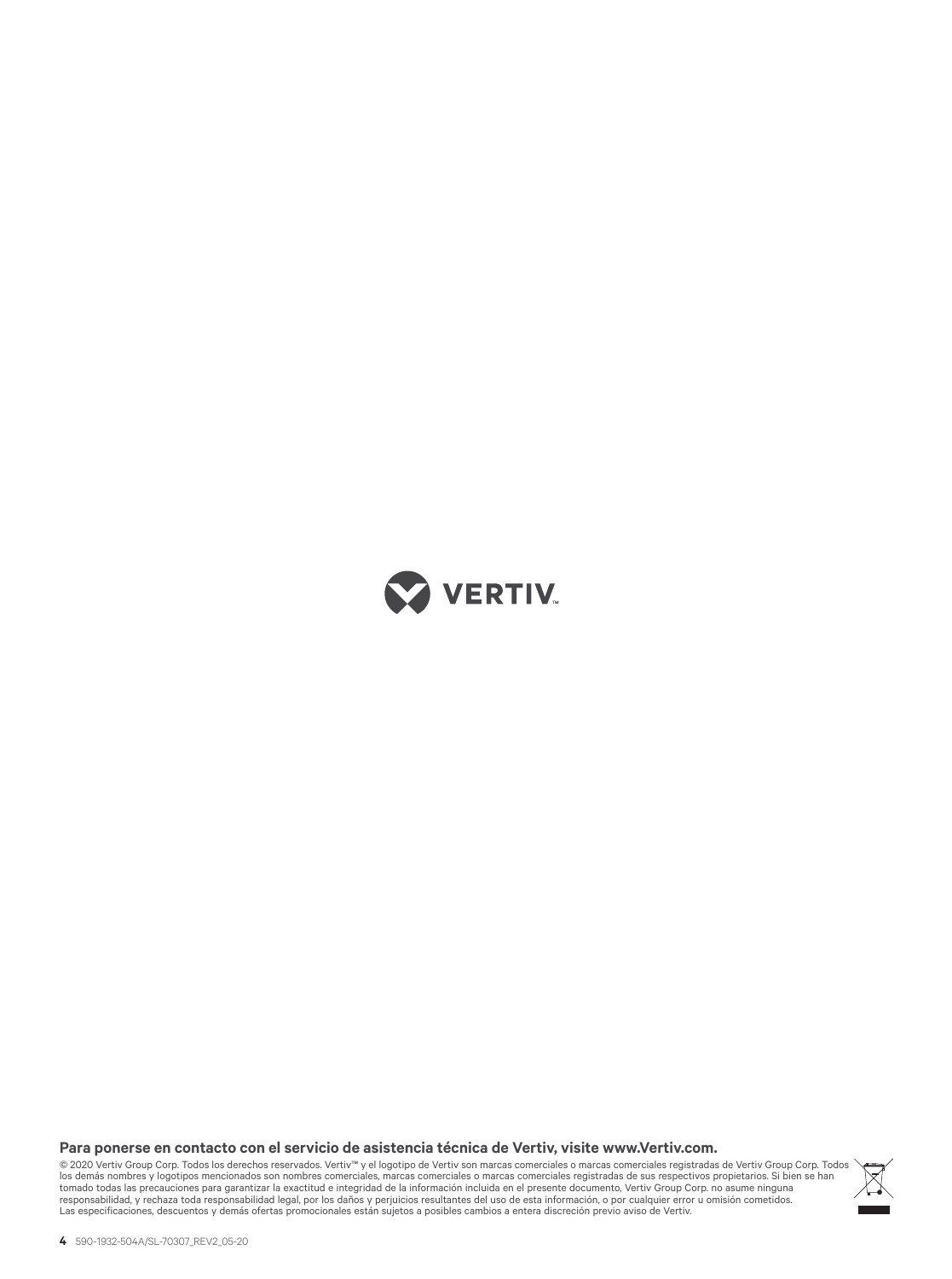**Para ponerse en contacto con el servicio de asistencia técnica de Vertiv, visite www.Vertiv.com.**

© 2020 Vertiv Group Corp. Todos los derechos reservados. Vertiv™ y el logotipo de Vertiv son marcas comerciales o marcas comerciales registradas de Vertiv Group Corp. Todos los demás nombres y logotipos mencionados son nombres comerciales, marcas comerciales o marcas comerciales registradas de sus respectivos propietarios. Si bien se han tomado todas las precauciones para garantizar la exactitud e integridad de la información incluida en el presente documento, Vertiv Group Corp. no asume ninguna responsabilidad, y rechaza toda responsabilidad legal, por los daños y perjuicios resultantes del uso de esta información, o por cualquier error u omisión cometidos. Las especificaciones, descuentos y demás ofertas promocionales están sujetos a posibles cambios a entera discreción previo aviso de Vertiv.

590-1932-504A/SL-70307_REV2_05-20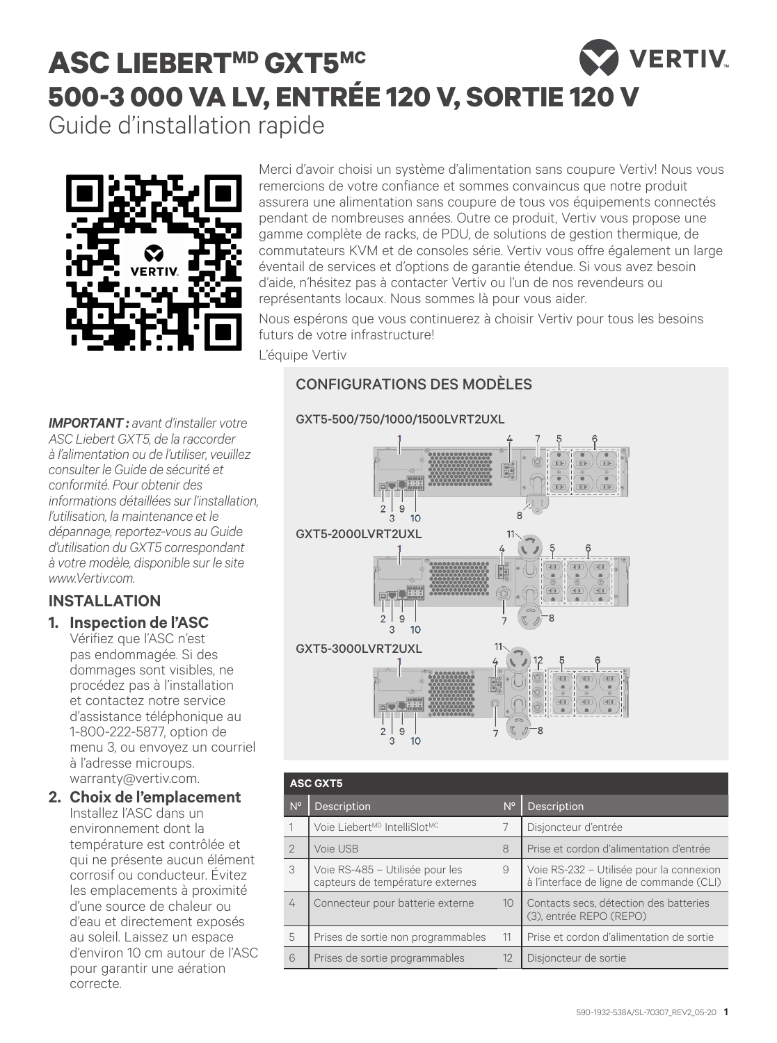# ASC LIEBERT[MD] GXT5[MC]

# 500-3 000 VA LV, ENTRÉE 120 V, SORTIE 120 V

Guide d'installation rapide

Merci d'avoir choisi un système d'alimentation sans coupure Vertiv! Nous vous remercions de votre confiance et sommes convaincus que notre produit assurera une alimentation sans coupure de tous vos équipements connectés pendant de nombreuses années. Outre ce produit, Vertiv vous propose une gamme complète de racks, de PDU, de solutions de gestion thermique, de commutateurs KVM et de consoles série. Vertiv vous offre également un large éventail de services et d'options de garantie étendue. Si vous avez besoin d'aide, n'hésitez pas à contacter Vertiv ou l'un de nos revendeurs ou représentants locaux. Nous sommes là pour vous aider.

Nous espérons que vous continuerez à choisir Vertiv pour tous les besoins futurs de votre infrastructure!

L'équipe Vertiv

***IMPORTANT :** avant d'installer votre ASC Liebert GXT5, de la raccorder à l'alimentation ou de l'utiliser, veuillez consulter le Guide de sécurité et conformité. Pour obtenir des informations détaillées sur l'installation, l'utilisation, la maintenance et le dépannage, reportez-vous au Guide d'utilisation du GXT5 correspondant à votre modèle, disponible sur le site www.Vertiv.com.*

## INSTALLATION

### 1. Inspection de l'ASC

Vérifiez que l'ASC n'est pas endommagée. Si des dommages sont visibles, ne procédez pas à l'installation et contactez notre service d'assistance téléphonique au 1-800-222-5877, option de menu 3, ou envoyez un courriel à l'adresse microups.warranty@vertiv.com.

### 2. Choix de l'emplacement

Installez l'ASC dans un environnement dont la température est contrôlée et qui ne présente aucun élément corrosif ou conducteur. Évitez les emplacements à proximité d'une source de chaleur ou d'eau et directement exposés au soleil. Laissez un espace d'environ 10 cm autour de l'ASC pour garantir une aération correcte.

## CONFIGURATIONS DES MODÈLES

GXT5-500/750/1000/1500LVRT2UXL

GXT5-2000LVRT2UXL

GXT5-3000LVRT2UXL

| ASC GXT5 | | | |
|---|---|---|---|
| N° | Description | N° | Description |
| 1 | Voie Liebert[MD] IntelliSlot[MC] | 7 | Disjoncteur d'entrée |
| 2 | Voie USB | 8 | Prise et cordon d'alimentation d'entrée |
| 3 | Voie RS-485 – Utilisée pour les capteurs de température externes | 9 | Voie RS-232 – Utilisée pour la connexion à l'interface de ligne de commande (CLI) |
| 4 | Connecteur pour batterie externe | 10 | Contacts secs, détection des batteries (3), entrée REPO (REPO) |
| 5 | Prises de sortie non programmables | 11 | Prise et cordon d'alimentation de sortie |
| 6 | Prises de sortie programmables | 12 | Disjoncteur de sortie |

590-1932-538A/SL-70307_REV2_05-20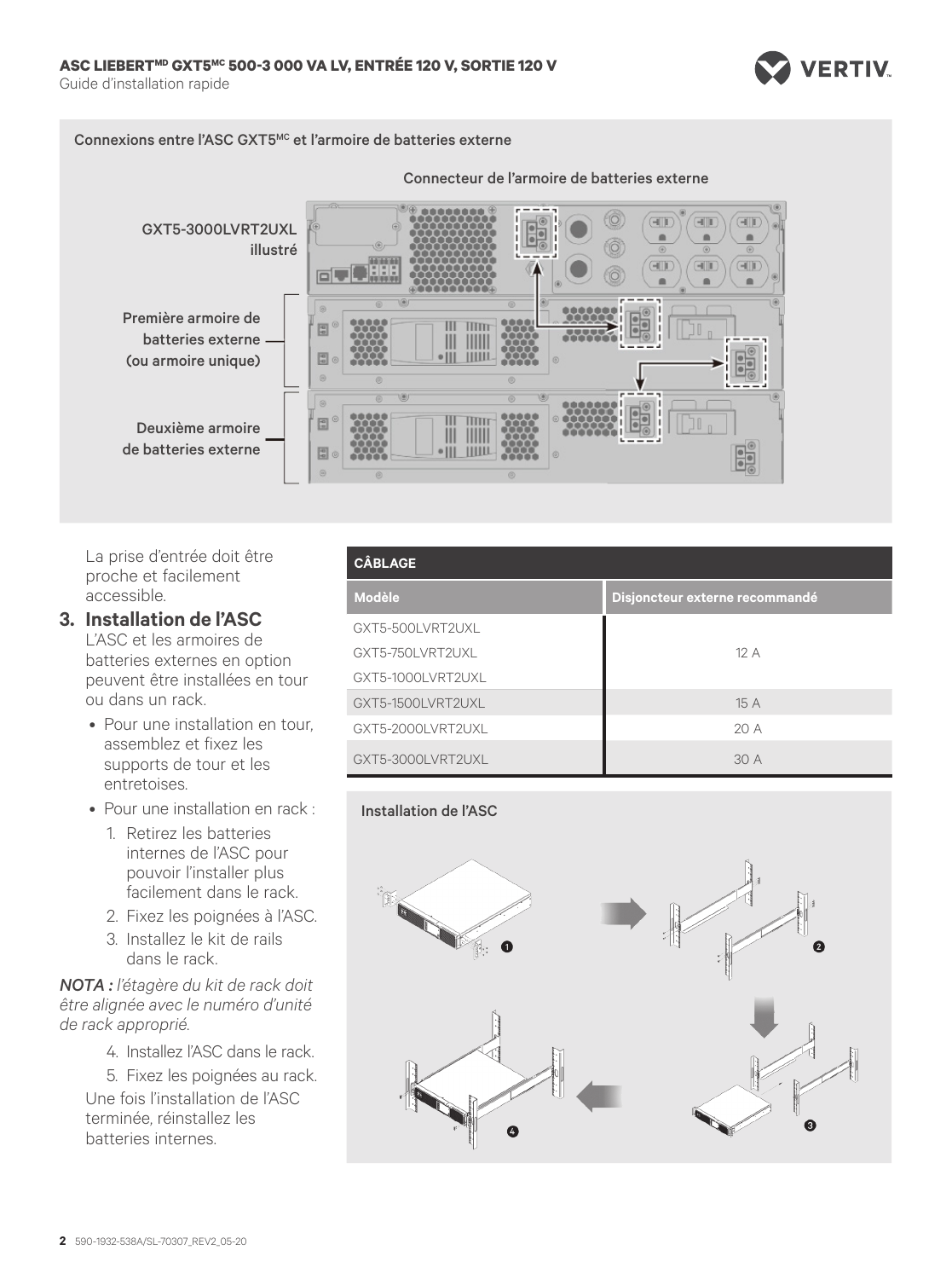Connexions entre l'ASC GXT5[MC] et l'armoire de batteries externe

Connecteur de l'armoire de batteries externe

GXT5-3000LVRT2UXL illustré

Première armoire de batteries externe (ou armoire unique)

Deuxième armoire de batteries externe

La prise d'entrée doit être proche et facilement accessible.

## 3. Installation de l'ASC

L'ASC et les armoires de batteries externes en option peuvent être installées en tour ou dans un rack.

- Pour une installation en tour, assemblez et fixez les supports de tour et les entretoises.
- Pour une installation en rack :
  1. Retirez les batteries internes de l'ASC pour pouvoir l'installer plus facilement dans le rack.
  2. Fixez les poignées à l'ASC.
  3. Installez le kit de rails dans le rack.

***NOTA :** l'étagère du kit de rack doit être alignée avec le numéro d'unité de rack approprié.*

  4. Installez l'ASC dans le rack.
  5. Fixez les poignées au rack.

Une fois l'installation de l'ASC terminée, réinstallez les batteries internes.

**CÂBLAGE**

| Modèle | Disjoncteur externe recommandé |
|---|---|
| GXT5-500LVRT2UXL<br>GXT5-750LVRT2UXL<br>GXT5-1000LVRT2UXL | 12 A |
| GXT5-1500LVRT2UXL | 15 A |
| GXT5-2000LVRT2UXL | 20 A |
| GXT5-3000LVRT2UXL | 30 A |

Installation de l'ASC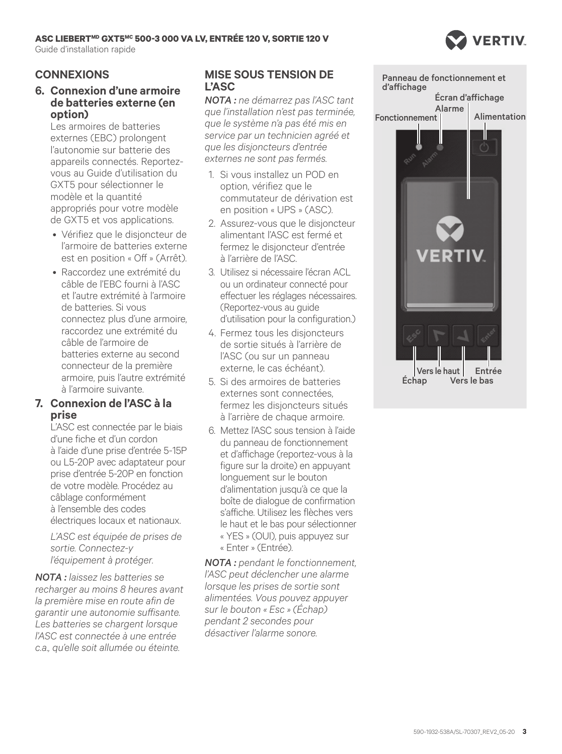## CONNEXIONS

### 6. Connexion d'une armoire de batteries externe (en option)

Les armoires de batteries externes (EBC) prolongent l'autonomie sur batterie des appareils connectés. Reportez-vous au Guide d'utilisation du GXT5 pour sélectionner le modèle et la quantité appropriés pour votre modèle de GXT5 et vos applications.

- Vérifiez que le disjoncteur de l'armoire de batteries externe est en position « Off » (Arrêt).
- Raccordez une extrémité du câble de l'EBC fourni à l'ASC et l'autre extrémité à l'armoire de batteries. Si vous connectez plus d'une armoire, raccordez une extrémité du câble de l'armoire de batteries externe au second connecteur de la première armoire, puis l'autre extrémité à l'armoire suivante.

### 7. Connexion de l'ASC à la prise

L'ASC est connectée par le biais d'une fiche et d'un cordon à l'aide d'une prise d'entrée 5-15P ou L5-20P avec adaptateur pour prise d'entrée 5-20P en fonction de votre modèle. Procédez au câblage conformément à l'ensemble des codes électriques locaux et nationaux.

*L'ASC est équipée de prises de sortie. Connectez-y l'équipement à protéger.*

***NOTA :** laissez les batteries se recharger au moins 8 heures avant la première mise en route afin de garantir une autonomie suffisante. Les batteries se chargent lorsque l'ASC est connectée à une entrée c.a., qu'elle soit allumée ou éteinte.*

## MISE SOUS TENSION DE L'ASC

***NOTA :** ne démarrez pas l'ASC tant que l'installation n'est pas terminée, que le système n'a pas été mis en service par un technicien agréé et que les disjoncteurs d'entrée externes ne sont pas fermés.*

1. Si vous installez un POD en option, vérifiez que le commutateur de dérivation est en position « UPS » (ASC).
2. Assurez-vous que le disjoncteur alimentant l'ASC est fermé et fermez le disjoncteur d'entrée à l'arrière de l'ASC.
3. Utilisez si nécessaire l'écran ACL ou un ordinateur connecté pour effectuer les réglages nécessaires. (Reportez-vous au guide d'utilisation pour la configuration.)
4. Fermez tous les disjoncteurs de sortie situés à l'arrière de l'ASC (ou sur un panneau externe, le cas échéant).
5. Si des armoires de batteries externes sont connectées, fermez les disjoncteurs situés à l'arrière de chaque armoire.
6. Mettez l'ASC sous tension à l'aide du panneau de fonctionnement et d'affichage (reportez-vous à la figure sur la droite) en appuyant longuement sur le bouton d'alimentation jusqu'à ce que la boîte de dialogue de confirmation s'affiche. Utilisez les flèches vers le haut et le bas pour sélectionner « YES » (OUI), puis appuyez sur « Enter » (Entrée).

***NOTA :** pendant le fonctionnement, l'ASC peut déclencher une alarme lorsque les prises de sortie sont alimentées. Vous pouvez appuyer sur le bouton « Esc » (Échap) pendant 2 secondes pour désactiver l'alarme sonore.*

Panneau de fonctionnement et d'affichage

Écran d'affichage
Alarme
Fonctionnement
Alimentation
Vers le haut
Entrée
Échap
Vers le bas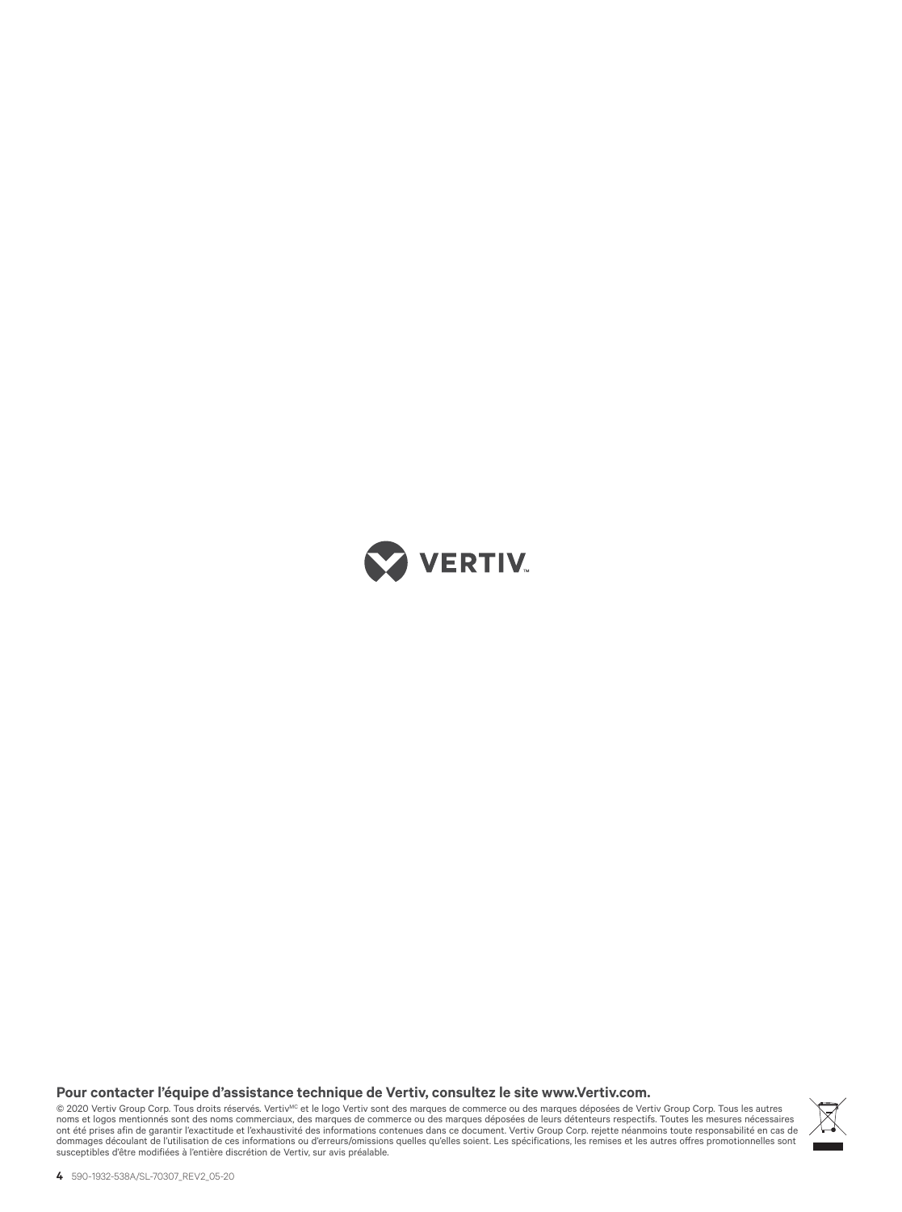VERTIV™

**Pour contacter l'équipe d'assistance technique de Vertiv, consultez le site www.Vertiv.com.**

© 2020 Vertiv Group Corp. Tous droits réservés. Vertiv[MC] et le logo Vertiv sont des marques de commerce ou des marques déposées de Vertiv Group Corp. Tous les autres noms et logos mentionnés sont des noms commerciaux, des marques de commerce ou des marques déposées de leurs détenteurs respectifs. Toutes les mesures nécessaires ont été prises afin de garantir l'exactitude et l'exhaustivité des informations contenues dans ce document. Vertiv Group Corp. rejette néanmoins toute responsabilité en cas de dommages découlant de l'utilisation de ces informations ou d'erreurs/omissions quelles qu'elles soient. Les spécifications, les remises et les autres offres promotionnelles sont susceptibles d'être modifiées à l'entière discrétion de Vertiv, sur avis préalable.

590-1932-538A/SL-70307_REV2_05-20